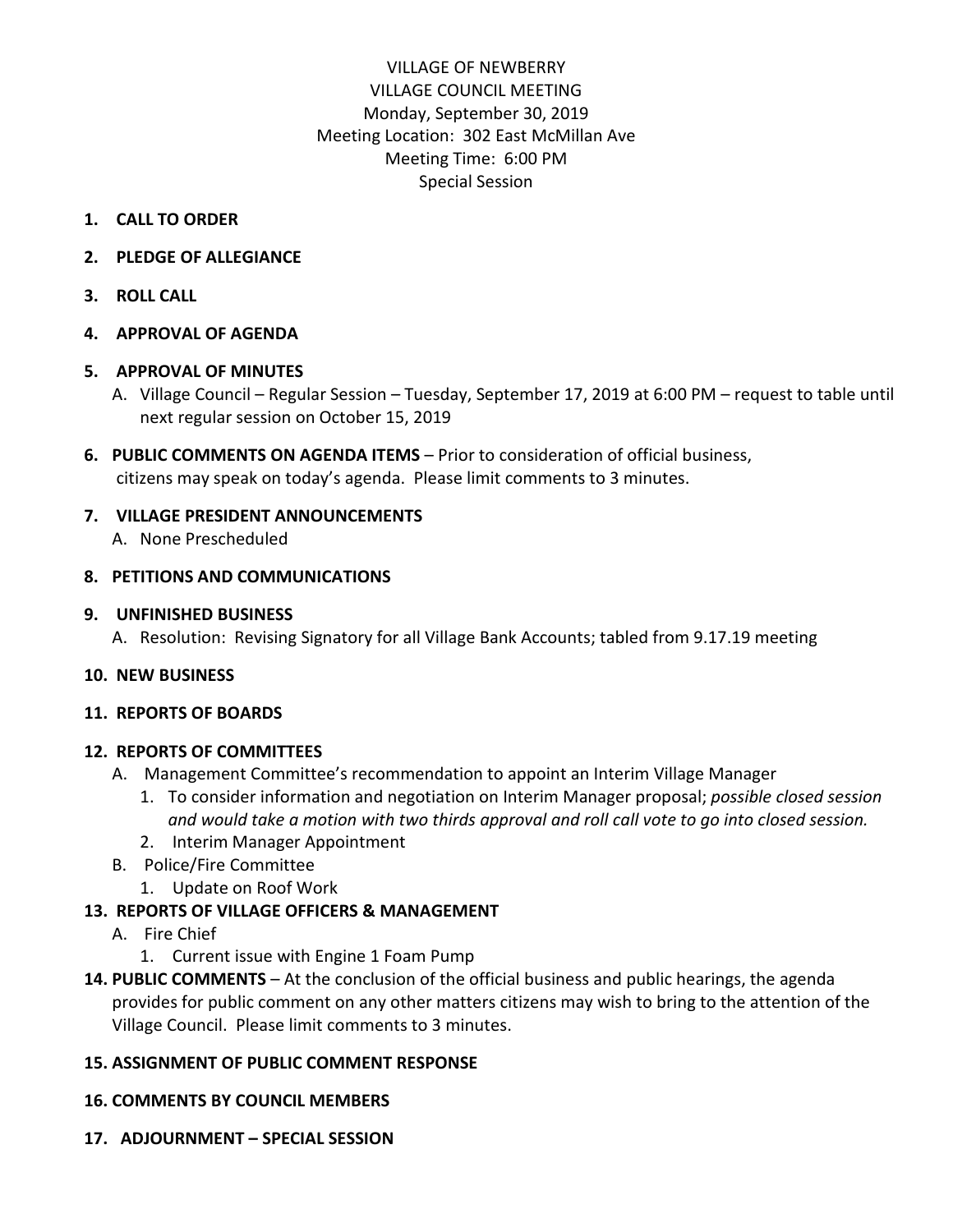VILLAGE OF NEWBERRY
VILLAGE COUNCIL MEETING
Monday, September 30, 2019
Meeting Location: 302 East McMillan Ave
Meeting Time: 6:00 PM
Special Session

1. **CALL TO ORDER**

2. **PLEDGE OF ALLEGIANCE**

3. **ROLL CALL**

4. **APPROVAL OF AGENDA**

5. **APPROVAL OF MINUTES**
   A. Village Council – Regular Session – Tuesday, September 17, 2019 at 6:00 PM – request to table until next regular session on October 15, 2019

6. **PUBLIC COMMENTS ON AGENDA ITEMS** – Prior to consideration of official business, citizens may speak on today's agenda. Please limit comments to 3 minutes.

7. **VILLAGE PRESIDENT ANNOUNCEMENTS**
   A. None Prescheduled

8. **PETITIONS AND COMMUNICATIONS**

9. **UNFINISHED BUSINESS**
   A. Resolution: Revising Signatory for all Village Bank Accounts; tabled from 9.17.19 meeting

10. **NEW BUSINESS**

11. **REPORTS OF BOARDS**

12. **REPORTS OF COMMITTEES**
    A. Management Committee's recommendation to appoint an Interim Village Manager
       1. To consider information and negotiation on Interim Manager proposal; *possible closed session and would take a motion with two thirds approval and roll call vote to go into closed session.*
       2. Interim Manager Appointment
    B. Police/Fire Committee
       1. Update on Roof Work

13. **REPORTS OF VILLAGE OFFICERS & MANAGEMENT**
    A. Fire Chief
       1. Current issue with Engine 1 Foam Pump

14. **PUBLIC COMMENTS** – At the conclusion of the official business and public hearings, the agenda provides for public comment on any other matters citizens may wish to bring to the attention of the Village Council. Please limit comments to 3 minutes.

15. **ASSIGNMENT OF PUBLIC COMMENT RESPONSE**

16. **COMMENTS BY COUNCIL MEMBERS**

17. **ADJOURNMENT – SPECIAL SESSION**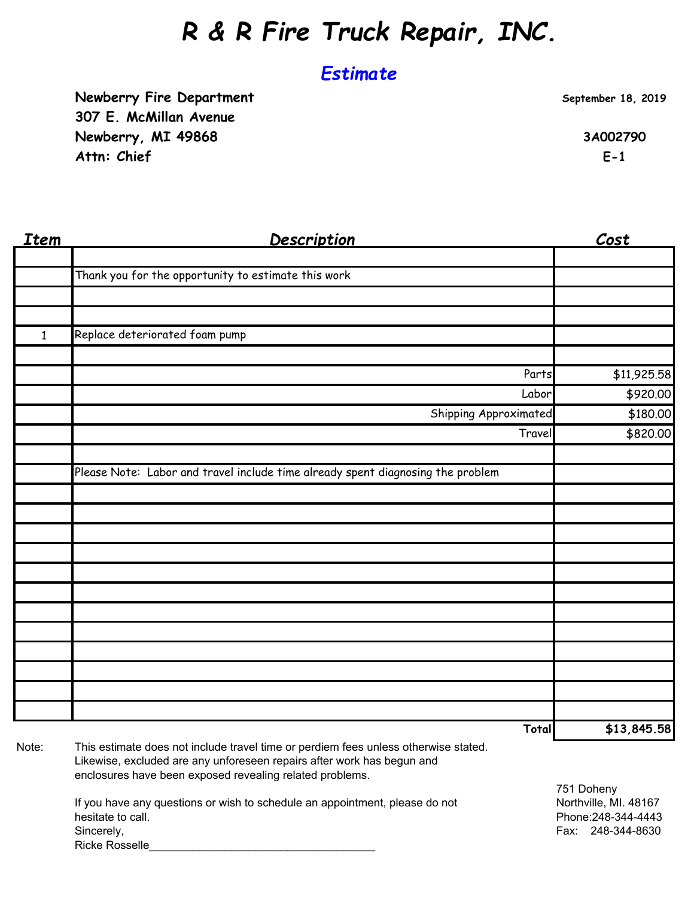# R & R Fire Truck Repair, INC.

## Estimate

**Newberry Fire Department** | **September 18, 2019**
**307 E. McMillan Avenue**
**Newberry, MI 49868** | **3A002790**
**Attn: Chief** | **E-1**

| Item | Description | Cost |
|---|---|---|
| | Thank you for the opportunity to estimate this work | |
| 1 | Replace deteriorated foam pump | |
| | Parts | $11,925.58 |
| | Labor | $920.00 |
| | Shipping Approximated | $180.00 |
| | Travel | $820.00 |
| | Please Note: Labor and travel include time already spent diagnosing the problem | |
| | **Total** | **$13,845.58** |

Note: This estimate does not include travel time or perdiem fees unless otherwise stated. Likewise, excluded are any unforeseen repairs after work has begun and enclosures have been exposed revealing related problems.

If you have any questions or wish to schedule an appointment, please do not hesitate to call.

Sincerely,

Ricke Rosselle_____________________________________

751 Doheny
Northville, MI. 48167
Phone:248-344-4443
Fax: 248-344-8630